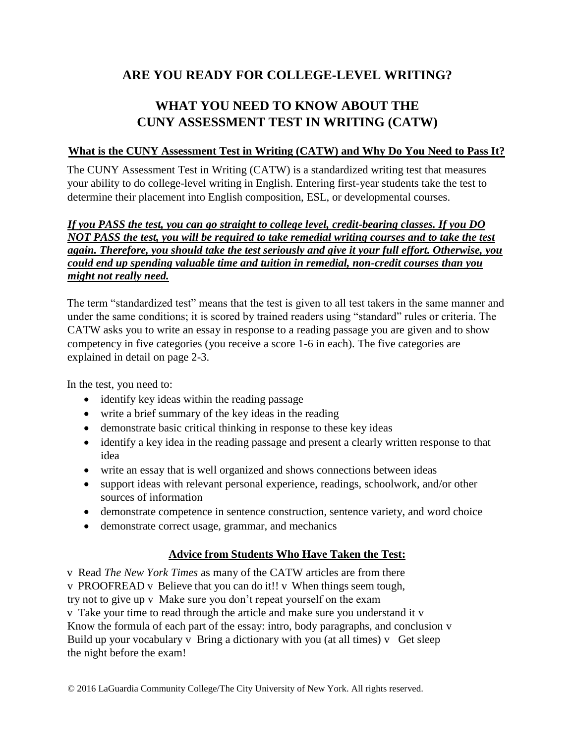# ARE YOU READY FOR COLLEGE-LEVEL WRITING?

# WHAT YOU NEED TO KNOW ABOUT THE CUNY ASSESSMENT TEST IN WRITING (CATW)

## What is the CUNY Assessment Test in Writing (CATW) and Why Do You Need to Pass It?

The CUNY Assessment Test in Writing (CATW) is a standardized writing test that measures your ability to do college-level writing in English. Entering first-year students take the test to determine their placement into English composition, ESL, or developmental courses.

***If you PASS the test, you can go straight to college level, credit-bearing classes. If you DO NOT PASS the test, you will be required to take remedial writing courses and to take the test again. Therefore, you should take the test seriously and give it your full effort. Otherwise, you could end up spending valuable time and tuition in remedial, non-credit courses than you might not really need.***

The term "standardized test" means that the test is given to all test takers in the same manner and under the same conditions; it is scored by trained readers using "standard" rules or criteria. The CATW asks you to write an essay in response to a reading passage you are given and to show competency in five categories (you receive a score 1-6 in each). The five categories are explained in detail on page 2-3.

In the test, you need to:

- identify key ideas within the reading passage
- write a brief summary of the key ideas in the reading
- demonstrate basic critical thinking in response to these key ideas
- identify a key idea in the reading passage and present a clearly written response to that idea
- write an essay that is well organized and shows connections between ideas
- support ideas with relevant personal experience, readings, schoolwork, and/or other sources of information
- demonstrate competence in sentence construction, sentence variety, and word choice
- demonstrate correct usage, grammar, and mechanics

## Advice from Students Who Have Taken the Test:

v Read *The New York Times* as many of the CATW articles are from there
v PROOFREAD v Believe that you can do it!! v When things seem tough, try not to give up v Make sure you don't repeat yourself on the exam
v Take your time to read through the article and make sure you understand it v Know the formula of each part of the essay: intro, body paragraphs, and conclusion v Build up your vocabulary v Bring a dictionary with you (at all times) v Get sleep the night before the exam!

© 2016 LaGuardia Community College/The City University of New York. All rights reserved.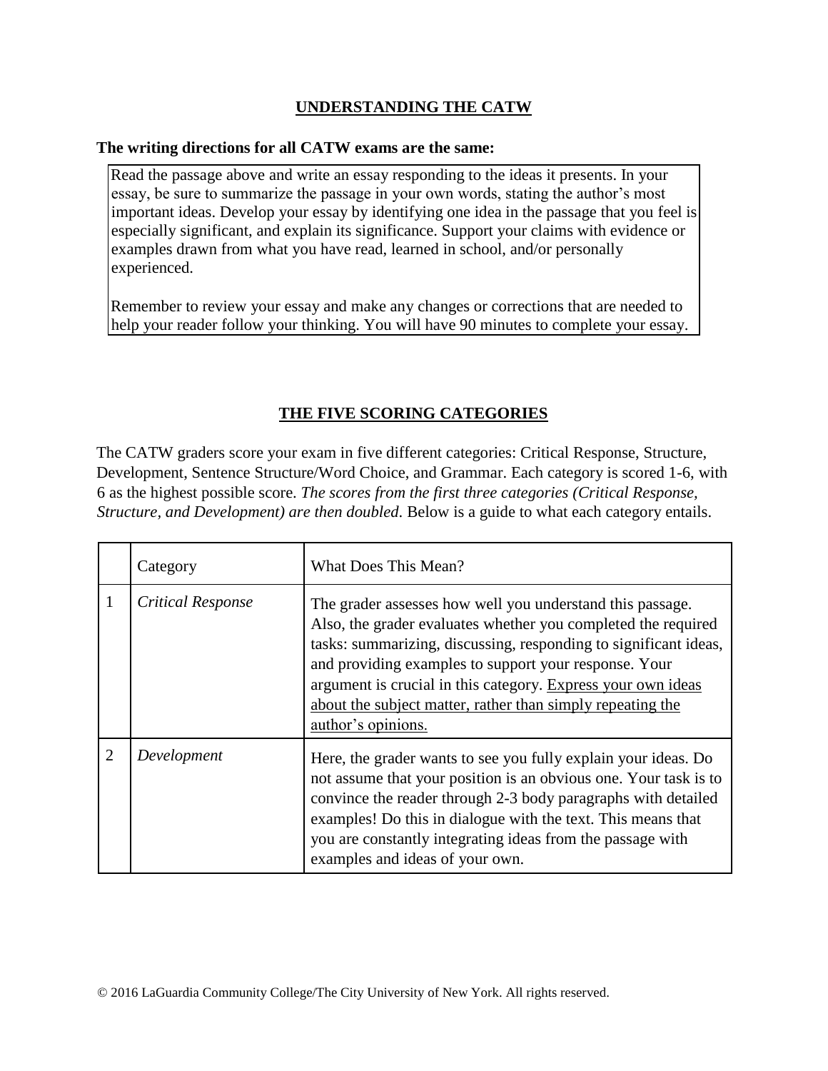## UNDERSTANDING THE CATW

**The writing directions for all CATW exams are the same:**

> Read the passage above and write an essay responding to the ideas it presents. In your essay, be sure to summarize the passage in your own words, stating the author's most important ideas. Develop your essay by identifying one idea in the passage that you feel is especially significant, and explain its significance. Support your claims with evidence or examples drawn from what you have read, learned in school, and/or personally experienced.
>
> Remember to review your essay and make any changes or corrections that are needed to help your reader follow your thinking. You will have 90 minutes to complete your essay.

## THE FIVE SCORING CATEGORIES

The CATW graders score your exam in five different categories: Critical Response, Structure, Development, Sentence Structure/Word Choice, and Grammar. Each category is scored 1-6, with 6 as the highest possible score. *The scores from the first three categories (Critical Response, Structure, and Development) are then doubled.* Below is a guide to what each category entails.

| | Category | What Does This Mean? |
|---|---|---|
| 1 | *Critical Response* | The grader assesses how well you understand this passage. Also, the grader evaluates whether you completed the required tasks: summarizing, discussing, responding to significant ideas, and providing examples to support your response. Your argument is crucial in this category. <u>Express your own ideas about the subject matter, rather than simply repeating the author's opinions.</u> |
| 2 | *Development* | Here, the grader wants to see you fully explain your ideas. Do not assume that your position is an obvious one. Your task is to convince the reader through 2-3 body paragraphs with detailed examples! Do this in dialogue with the text. This means that you are constantly integrating ideas from the passage with examples and ideas of your own. |

© 2016 LaGuardia Community College/The City University of New York. All rights reserved.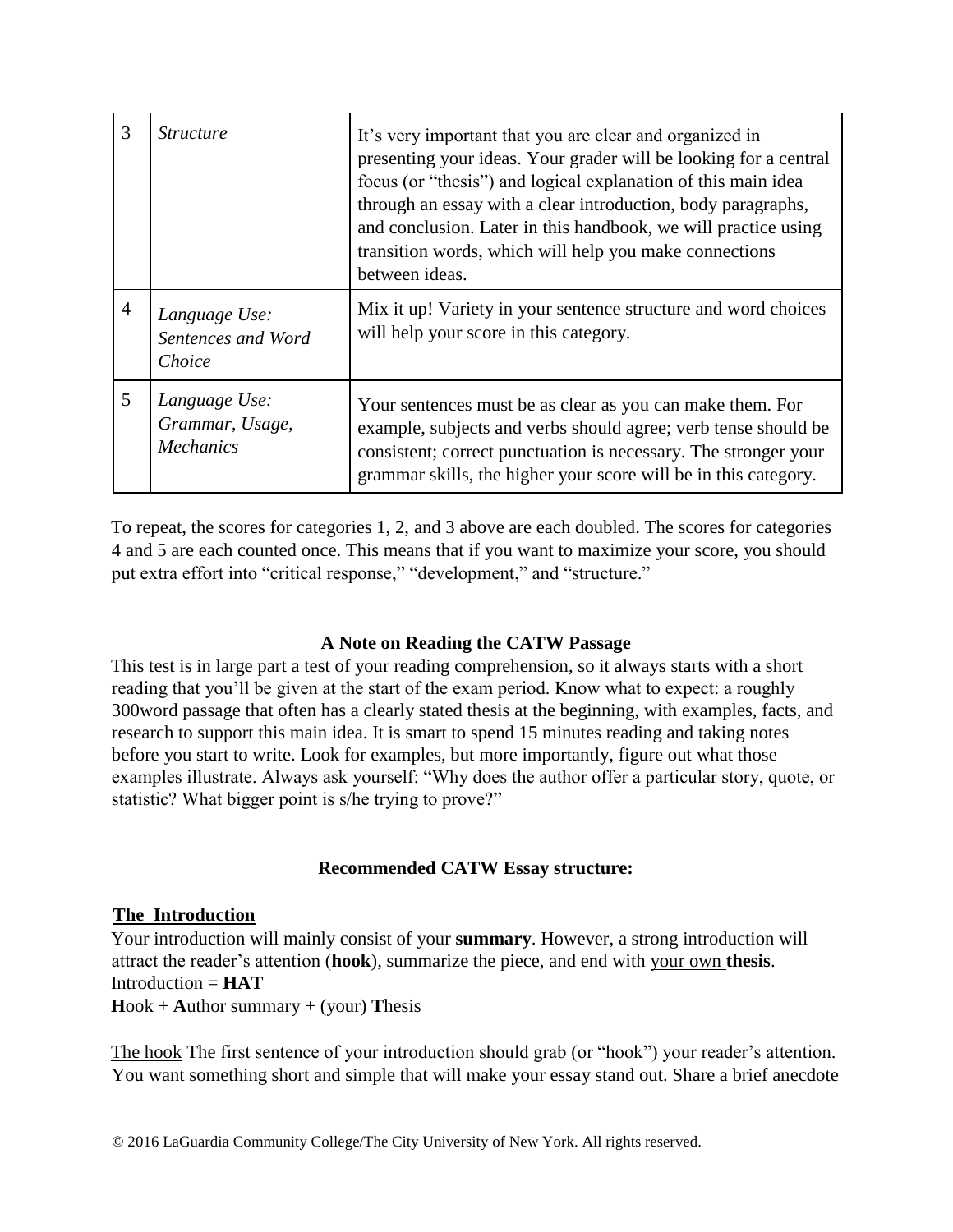| 3 | *Structure* | It's very important that you are clear and organized in presenting your ideas. Your grader will be looking for a central focus (or "thesis") and logical explanation of this main idea through an essay with a clear introduction, body paragraphs, and conclusion. Later in this handbook, we will practice using transition words, which will help you make connections between ideas. |
|---|---|---|
| 4 | *Language Use: Sentences and Word Choice* | Mix it up! Variety in your sentence structure and word choices will help your score in this category. |
| 5 | *Language Use: Grammar, Usage, Mechanics* | Your sentences must be as clear as you can make them. For example, subjects and verbs should agree; verb tense should be consistent; correct punctuation is necessary. The stronger your grammar skills, the higher your score will be in this category. |

<u>To repeat, the scores for categories 1, 2, and 3 above are each doubled. The scores for categories 4 and 5 are each counted once. This means that if you want to maximize your score, you should put extra effort into "critical response," "development," and "structure."</u>

**A Note on Reading the CATW Passage**

This test is in large part a test of your reading comprehension, so it always starts with a short reading that you'll be given at the start of the exam period. Know what to expect: a roughly 300word passage that often has a clearly stated thesis at the beginning, with examples, facts, and research to support this main idea. It is smart to spend 15 minutes reading and taking notes before you start to write. Look for examples, but more importantly, figure out what those examples illustrate. Always ask yourself: "Why does the author offer a particular story, quote, or statistic? What bigger point is s/he trying to prove?"

**Recommended CATW Essay structure:**

**<u>The Introduction</u>**

Your introduction will mainly consist of your **summary**. However, a strong introduction will attract the reader's attention (**hook**), summarize the piece, and end with <u>your own</u> **thesis**.

Introduction = **HAT**

**H**ook + **A**uthor summary + (your) **T**hesis

<u>The hook</u> The first sentence of your introduction should grab (or "hook") your reader's attention. You want something short and simple that will make your essay stand out. Share a brief anecdote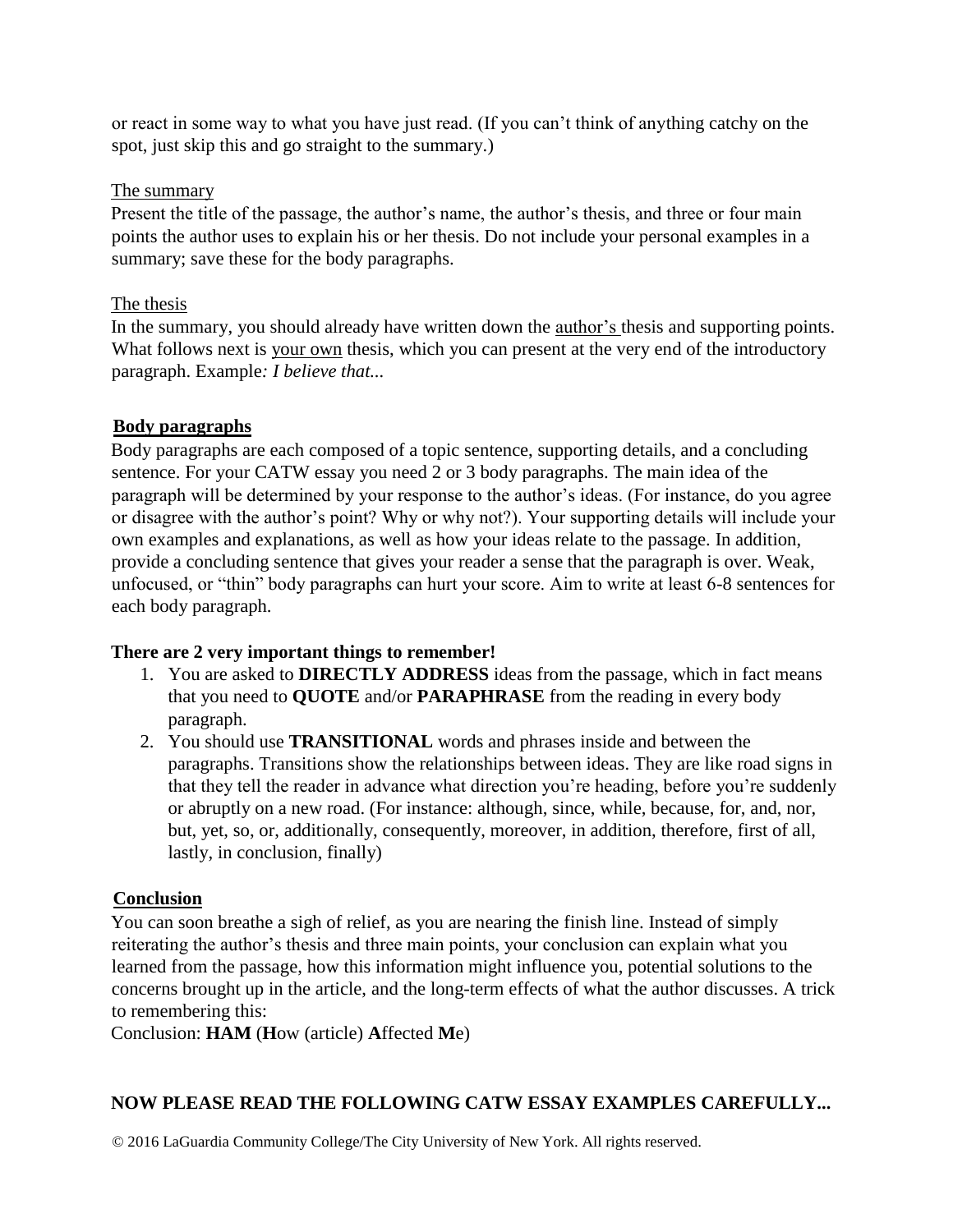or react in some way to what you have just read. (If you can't think of anything catchy on the spot, just skip this and go straight to the summary.)

The summary

Present the title of the passage, the author's name, the author's thesis, and three or four main points the author uses to explain his or her thesis. Do not include your personal examples in a summary; save these for the body paragraphs.

The thesis

In the summary, you should already have written down the author's thesis and supporting points. What follows next is your own thesis, which you can present at the very end of the introductory paragraph. Example*: I believe that...*

**Body paragraphs**

Body paragraphs are each composed of a topic sentence, supporting details, and a concluding sentence. For your CATW essay you need 2 or 3 body paragraphs. The main idea of the paragraph will be determined by your response to the author's ideas. (For instance, do you agree or disagree with the author's point? Why or why not?). Your supporting details will include your own examples and explanations, as well as how your ideas relate to the passage. In addition, provide a concluding sentence that gives your reader a sense that the paragraph is over. Weak, unfocused, or "thin" body paragraphs can hurt your score. Aim to write at least 6-8 sentences for each body paragraph.

**There are 2 very important things to remember!**

1. You are asked to **DIRECTLY ADDRESS** ideas from the passage, which in fact means that you need to **QUOTE** and/or **PARAPHRASE** from the reading in every body paragraph.
2. You should use **TRANSITIONAL** words and phrases inside and between the paragraphs. Transitions show the relationships between ideas. They are like road signs in that they tell the reader in advance what direction you're heading, before you're suddenly or abruptly on a new road. (For instance: although, since, while, because, for, and, nor, but, yet, so, or, additionally, consequently, moreover, in addition, therefore, first of all, lastly, in conclusion, finally)

**Conclusion**

You can soon breathe a sigh of relief, as you are nearing the finish line. Instead of simply reiterating the author's thesis and three main points, your conclusion can explain what you learned from the passage, how this information might influence you, potential solutions to the concerns brought up in the article, and the long-term effects of what the author discusses. A trick to remembering this:

Conclusion: **HAM** (**H**ow (article) **A**ffected **M**e)

**NOW PLEASE READ THE FOLLOWING CATW ESSAY EXAMPLES CAREFULLY...**

© 2016 LaGuardia Community College/The City University of New York. All rights reserved.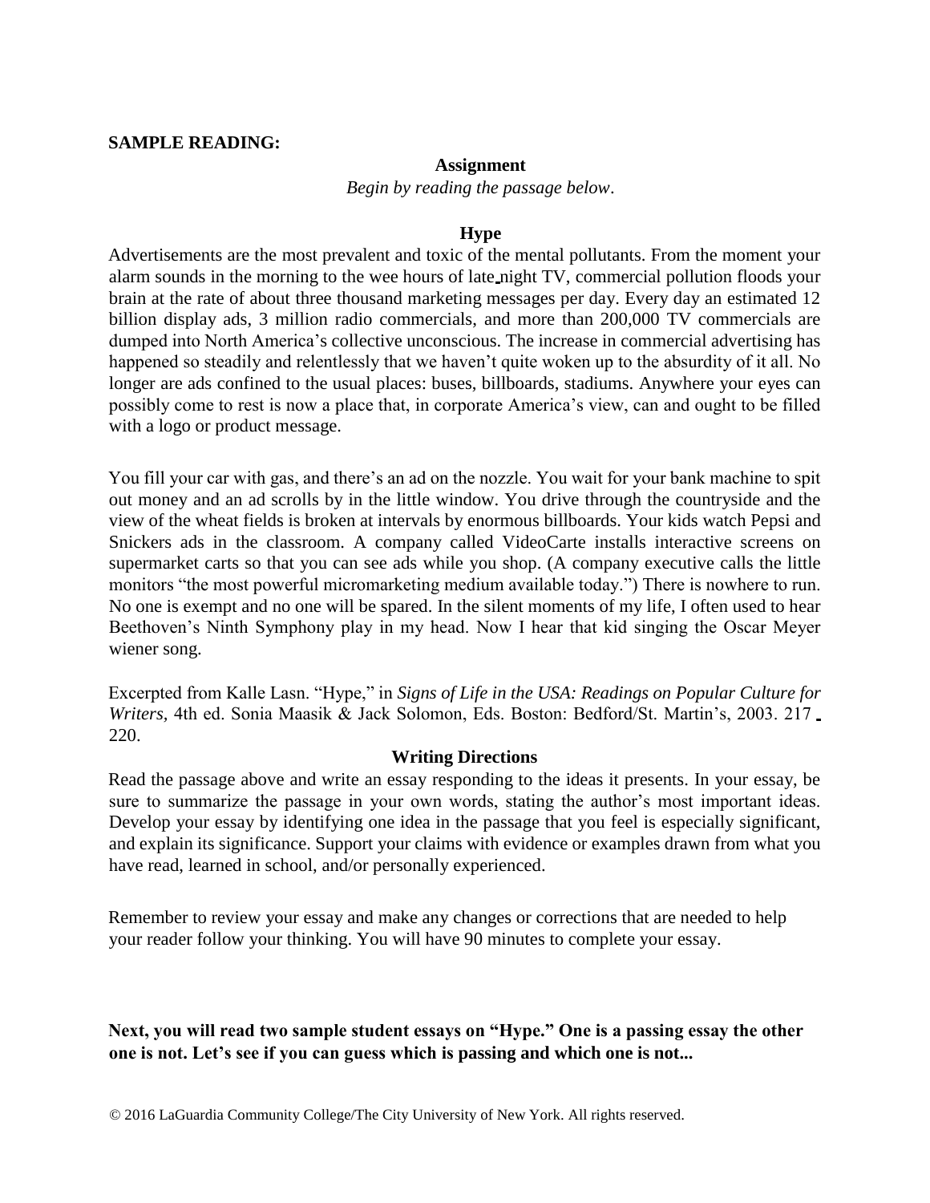**SAMPLE READING:**

**Assignment**

*Begin by reading the passage below*.

**Hype**

Advertisements are the most prevalent and toxic of the mental pollutants. From the moment your alarm sounds in the morning to the wee hours of late night TV, commercial pollution floods your brain at the rate of about three thousand marketing messages per day. Every day an estimated 12 billion display ads, 3 million radio commercials, and more than 200,000 TV commercials are dumped into North America's collective unconscious. The increase in commercial advertising has happened so steadily and relentlessly that we haven't quite woken up to the absurdity of it all. No longer are ads confined to the usual places: buses, billboards, stadiums. Anywhere your eyes can possibly come to rest is now a place that, in corporate America's view, can and ought to be filled with a logo or product message.

You fill your car with gas, and there's an ad on the nozzle. You wait for your bank machine to spit out money and an ad scrolls by in the little window. You drive through the countryside and the view of the wheat fields is broken at intervals by enormous billboards. Your kids watch Pepsi and Snickers ads in the classroom. A company called VideoCarte installs interactive screens on supermarket carts so that you can see ads while you shop. (A company executive calls the little monitors "the most powerful micromarketing medium available today.") There is nowhere to run. No one is exempt and no one will be spared. In the silent moments of my life, I often used to hear Beethoven's Ninth Symphony play in my head. Now I hear that kid singing the Oscar Meyer wiener song.

Excerpted from Kalle Lasn. "Hype," in *Signs of Life in the USA: Readings on Popular Culture for Writers*, 4th ed. Sonia Maasik & Jack Solomon, Eds. Boston: Bedford/St. Martin's, 2003. 217-220.

**Writing Directions**

Read the passage above and write an essay responding to the ideas it presents. In your essay, be sure to summarize the passage in your own words, stating the author's most important ideas. Develop your essay by identifying one idea in the passage that you feel is especially significant, and explain its significance. Support your claims with evidence or examples drawn from what you have read, learned in school, and/or personally experienced.

Remember to review your essay and make any changes or corrections that are needed to help your reader follow your thinking. You will have 90 minutes to complete your essay.

**Next, you will read two sample student essays on "Hype." One is a passing essay the other one is not. Let's see if you can guess which is passing and which one is not...**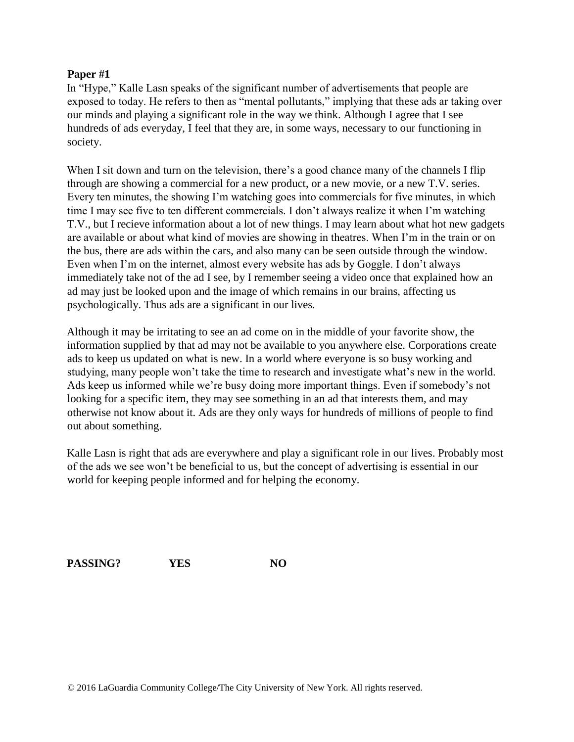**Paper #1**

In "Hype," Kalle Lasn speaks of the significant number of advertisements that people are exposed to today. He refers to then as "mental pollutants," implying that these ads ar taking over our minds and playing a significant role in the way we think. Although I agree that I see hundreds of ads everyday, I feel that they are, in some ways, necessary to our functioning in society.

When I sit down and turn on the television, there's a good chance many of the channels I flip through are showing a commercial for a new product, or a new movie, or a new T.V. series. Every ten minutes, the showing I'm watching goes into commercials for five minutes, in which time I may see five to ten different commercials. I don't always realize it when I'm watching T.V., but I recieve information about a lot of new things. I may learn about what hot new gadgets are available or about what kind of movies are showing in theatres. When I'm in the train or on the bus, there are ads within the cars, and also many can be seen outside through the window. Even when I'm on the internet, almost every website has ads by Goggle. I don't always immediately take not of the ad I see, by I remember seeing a video once that explained how an ad may just be looked upon and the image of which remains in our brains, affecting us psychologically. Thus ads are a significant in our lives.

Although it may be irritating to see an ad come on in the middle of your favorite show, the information supplied by that ad may not be available to you anywhere else. Corporations create ads to keep us updated on what is new. In a world where everyone is so busy working and studying, many people won't take the time to research and investigate what's new in the world. Ads keep us informed while we're busy doing more important things. Even if somebody's not looking for a specific item, they may see something in an ad that interests them, and may otherwise not know about it. Ads are they only ways for hundreds of millions of people to find out about something.

Kalle Lasn is right that ads are everywhere and play a significant role in our lives. Probably most of the ads we see won't be beneficial to us, but the concept of advertising is essential in our world for keeping people informed and for helping the economy.

**PASSING? YES NO**

© 2016 LaGuardia Community College/The City University of New York. All rights reserved.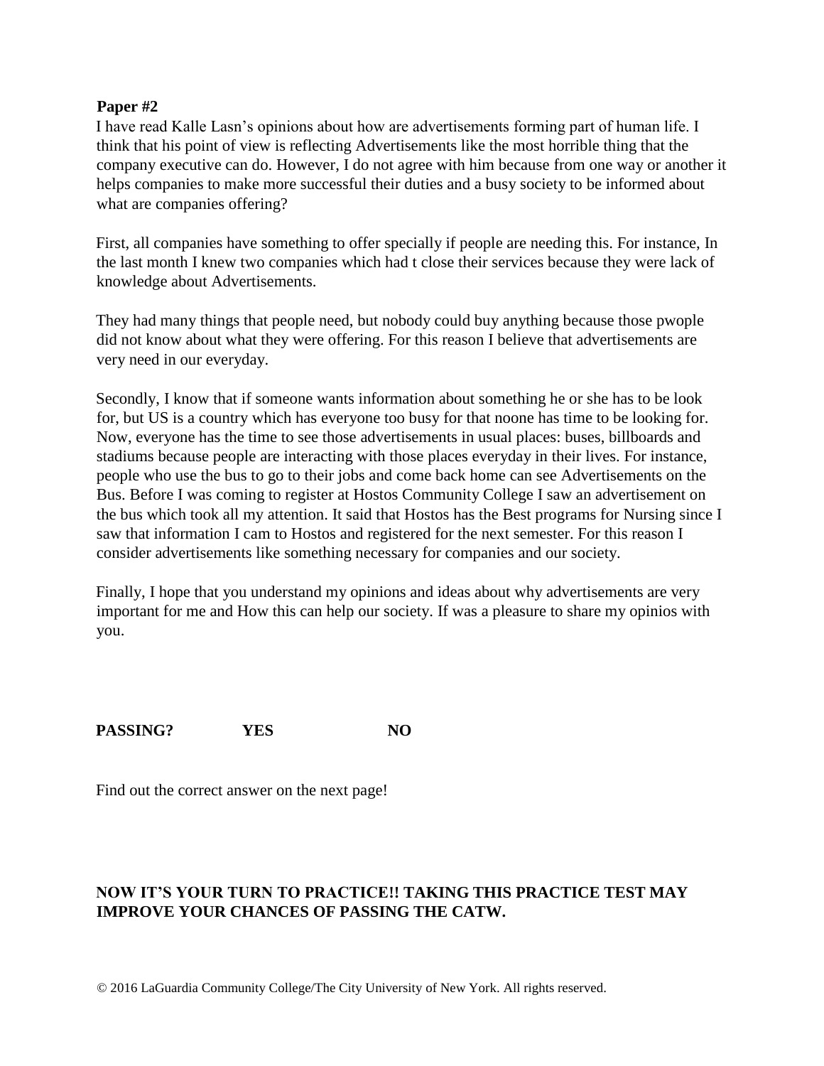**Paper #2**

I have read Kalle Lasn's opinions about how are advertisements forming part of human life. I think that his point of view is reflecting Advertisements like the most horrible thing that the company executive can do. However, I do not agree with him because from one way or another it helps companies to make more successful their duties and a busy society to be informed about what are companies offering?

First, all companies have something to offer specially if people are needing this. For instance, In the last month I knew two companies which had t close their services because they were lack of knowledge about Advertisements.

They had many things that people need, but nobody could buy anything because those pwople did not know about what they were offering. For this reason I believe that advertisements are very need in our everyday.

Secondly, I know that if someone wants information about something he or she has to be look for, but US is a country which has everyone too busy for that noone has time to be looking for. Now, everyone has the time to see those advertisements in usual places: buses, billboards and stadiums because people are interacting with those places everyday in their lives. For instance, people who use the bus to go to their jobs and come back home can see Advertisements on the Bus. Before I was coming to register at Hostos Community College I saw an advertisement on the bus which took all my attention. It said that Hostos has the Best programs for Nursing since I saw that information I cam to Hostos and registered for the next semester. For this reason I consider advertisements like something necessary for companies and our society.

Finally, I hope that you understand my opinions and ideas about why advertisements are very important for me and How this can help our society. If was a pleasure to share my opinios with you.

**PASSING? YES NO**

Find out the correct answer on the next page!

**NOW IT'S YOUR TURN TO PRACTICE!! TAKING THIS PRACTICE TEST MAY IMPROVE YOUR CHANCES OF PASSING THE CATW.**

© 2016 LaGuardia Community College/The City University of New York. All rights reserved.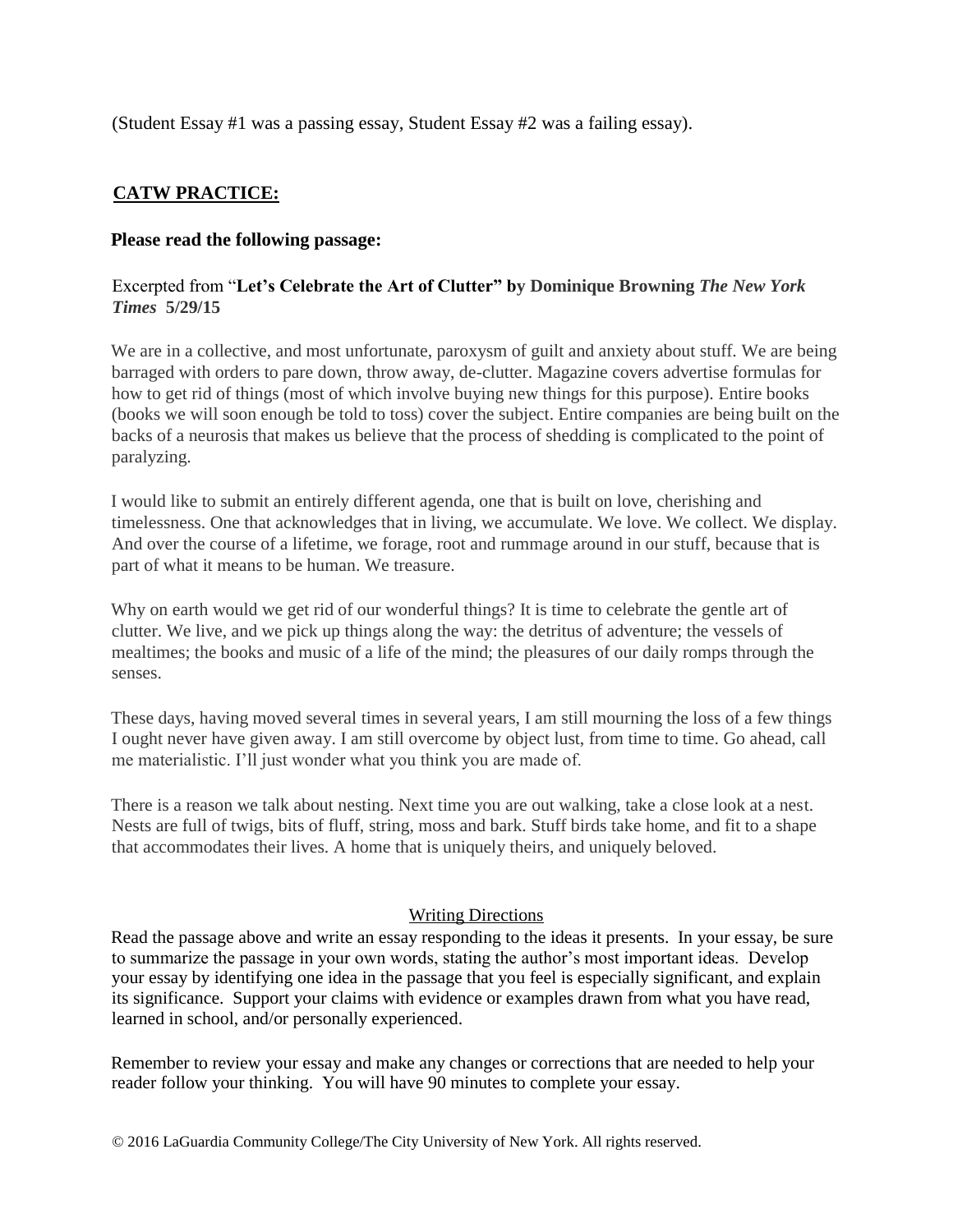(Student Essay #1 was a passing essay, Student Essay #2 was a failing essay).

## **CATW PRACTICE:**

### Please read the following passage:

Excerpted from "**Let's Celebrate the Art of Clutter" by Dominique Browning** ***The New York Times*** **5/29/15**

We are in a collective, and most unfortunate, paroxysm of guilt and anxiety about stuff. We are being barraged with orders to pare down, throw away, de-clutter. Magazine covers advertise formulas for how to get rid of things (most of which involve buying new things for this purpose). Entire books (books we will soon enough be told to toss) cover the subject. Entire companies are being built on the backs of a neurosis that makes us believe that the process of shedding is complicated to the point of paralyzing.

I would like to submit an entirely different agenda, one that is built on love, cherishing and timelessness. One that acknowledges that in living, we accumulate. We love. We collect. We display. And over the course of a lifetime, we forage, root and rummage around in our stuff, because that is part of what it means to be human. We treasure.

Why on earth would we get rid of our wonderful things? It is time to celebrate the gentle art of clutter. We live, and we pick up things along the way: the detritus of adventure; the vessels of mealtimes; the books and music of a life of the mind; the pleasures of our daily romps through the senses.

These days, having moved several times in several years, I am still mourning the loss of a few things I ought never have given away. I am still overcome by object lust, from time to time. Go ahead, call me materialistic. I'll just wonder what you think you are made of.

There is a reason we talk about nesting. Next time you are out walking, take a close look at a nest. Nests are full of twigs, bits of fluff, string, moss and bark. Stuff birds take home, and fit to a shape that accommodates their lives. A home that is uniquely theirs, and uniquely beloved.

<u>Writing Directions</u>

Read the passage above and write an essay responding to the ideas it presents. In your essay, be sure to summarize the passage in your own words, stating the author's most important ideas. Develop your essay by identifying one idea in the passage that you feel is especially significant, and explain its significance. Support your claims with evidence or examples drawn from what you have read, learned in school, and/or personally experienced.

Remember to review your essay and make any changes or corrections that are needed to help your reader follow your thinking. You will have 90 minutes to complete your essay.

© 2016 LaGuardia Community College/The City University of New York. All rights reserved.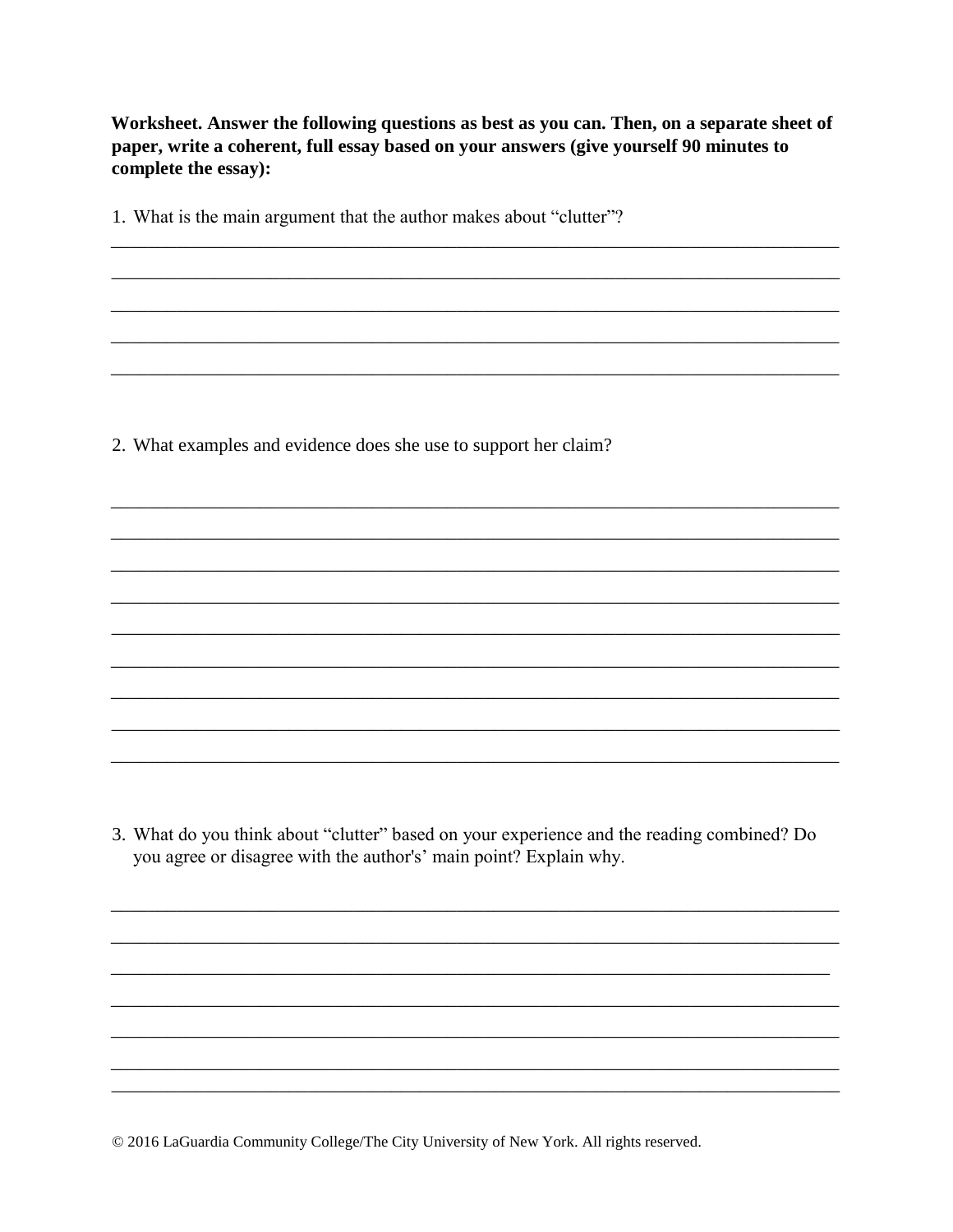**Worksheet. Answer the following questions as best as you can. Then, on a separate sheet of paper, write a coherent, full essay based on your answers (give yourself 90 minutes to complete the essay):**

1. What is the main argument that the author makes about "clutter"?

_______________________________________________________________________________

_______________________________________________________________________________

_______________________________________________________________________________

_______________________________________________________________________________

_______________________________________________________________________________

2. What examples and evidence does she use to support her claim?

_______________________________________________________________________________

_______________________________________________________________________________

_______________________________________________________________________________

_______________________________________________________________________________

_______________________________________________________________________________

_______________________________________________________________________________

_______________________________________________________________________________

_______________________________________________________________________________

_______________________________________________________________________________

3. What do you think about "clutter" based on your experience and the reading combined? Do you agree or disagree with the author's' main point? Explain why.

_______________________________________________________________________________

_______________________________________________________________________________

_______________________________________________________________________________

_______________________________________________________________________________

_______________________________________________________________________________

_______________________________________________________________________________

_______________________________________________________________________________

© 2016 LaGuardia Community College/The City University of New York. All rights reserved.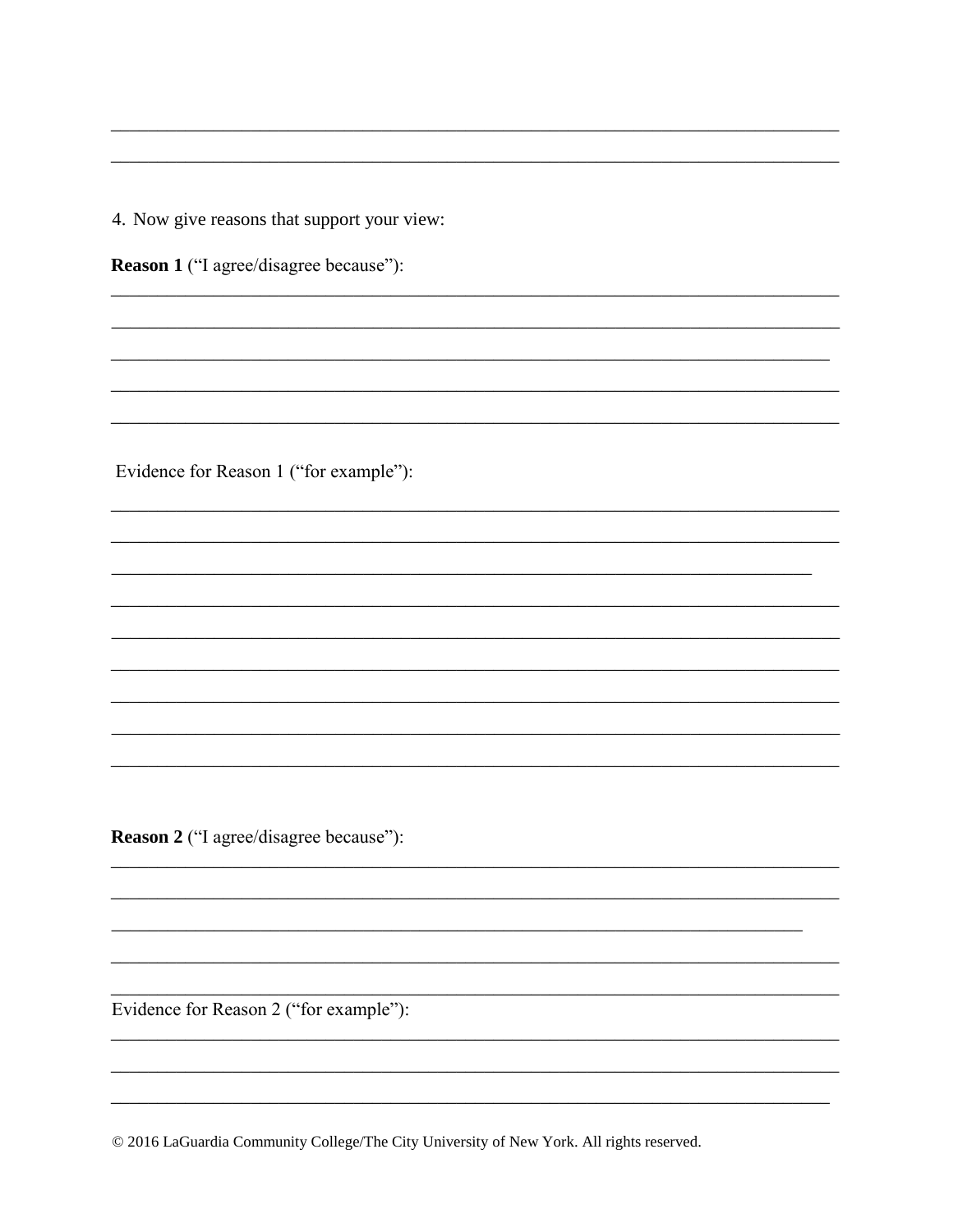4. Now give reasons that support your view:

**Reason 1** ("I agree/disagree because"):

\_\_\_\_\_\_\_\_\_\_\_\_\_\_\_\_\_\_\_\_\_\_\_\_\_\_\_\_\_\_\_\_\_\_\_\_\_\_\_\_\_\_\_\_\_\_\_\_\_\_\_\_\_\_\_\_\_\_\_\_\_\_\_\_\_\_\_\_\_\_\_\_\_\_

\_\_\_\_\_\_\_\_\_\_\_\_\_\_\_\_\_\_\_\_\_\_\_\_\_\_\_\_\_\_\_\_\_\_\_\_\_\_\_\_\_\_\_\_\_\_\_\_\_\_\_\_\_\_\_\_\_\_\_\_\_\_\_\_\_\_\_\_\_\_\_\_\_\_

\_\_\_\_\_\_\_\_\_\_\_\_\_\_\_\_\_\_\_\_\_\_\_\_\_\_\_\_\_\_\_\_\_\_\_\_\_\_\_\_\_\_\_\_\_\_\_\_\_\_\_\_\_\_\_\_\_\_\_\_\_\_\_\_\_\_\_\_\_\_\_\_\_

\_\_\_\_\_\_\_\_\_\_\_\_\_\_\_\_\_\_\_\_\_\_\_\_\_\_\_\_\_\_\_\_\_\_\_\_\_\_\_\_\_\_\_\_\_\_\_\_\_\_\_\_\_\_\_\_\_\_\_\_\_\_\_\_\_\_\_\_\_\_\_\_\_\_

\_\_\_\_\_\_\_\_\_\_\_\_\_\_\_\_\_\_\_\_\_\_\_\_\_\_\_\_\_\_\_\_\_\_\_\_\_\_\_\_\_\_\_\_\_\_\_\_\_\_\_\_\_\_\_\_\_\_\_\_\_\_\_\_\_\_\_\_\_\_\_\_\_\_

Evidence for Reason 1 ("for example"):

\_\_\_\_\_\_\_\_\_\_\_\_\_\_\_\_\_\_\_\_\_\_\_\_\_\_\_\_\_\_\_\_\_\_\_\_\_\_\_\_\_\_\_\_\_\_\_\_\_\_\_\_\_\_\_\_\_\_\_\_\_\_\_\_\_\_\_\_\_\_\_\_\_\_

\_\_\_\_\_\_\_\_\_\_\_\_\_\_\_\_\_\_\_\_\_\_\_\_\_\_\_\_\_\_\_\_\_\_\_\_\_\_\_\_\_\_\_\_\_\_\_\_\_\_\_\_\_\_\_\_\_\_\_\_\_\_\_\_\_\_\_\_\_\_\_\_\_\_

\_\_\_\_\_\_\_\_\_\_\_\_\_\_\_\_\_\_\_\_\_\_\_\_\_\_\_\_\_\_\_\_\_\_\_\_\_\_\_\_\_\_\_\_\_\_\_\_\_\_\_\_\_\_\_\_\_\_\_\_\_\_\_\_\_\_\_\_\_\_\_

\_\_\_\_\_\_\_\_\_\_\_\_\_\_\_\_\_\_\_\_\_\_\_\_\_\_\_\_\_\_\_\_\_\_\_\_\_\_\_\_\_\_\_\_\_\_\_\_\_\_\_\_\_\_\_\_\_\_\_\_\_\_\_\_\_\_\_\_\_\_\_\_\_\_

\_\_\_\_\_\_\_\_\_\_\_\_\_\_\_\_\_\_\_\_\_\_\_\_\_\_\_\_\_\_\_\_\_\_\_\_\_\_\_\_\_\_\_\_\_\_\_\_\_\_\_\_\_\_\_\_\_\_\_\_\_\_\_\_\_\_\_\_\_\_\_\_\_\_

\_\_\_\_\_\_\_\_\_\_\_\_\_\_\_\_\_\_\_\_\_\_\_\_\_\_\_\_\_\_\_\_\_\_\_\_\_\_\_\_\_\_\_\_\_\_\_\_\_\_\_\_\_\_\_\_\_\_\_\_\_\_\_\_\_\_\_\_\_\_\_\_\_\_

\_\_\_\_\_\_\_\_\_\_\_\_\_\_\_\_\_\_\_\_\_\_\_\_\_\_\_\_\_\_\_\_\_\_\_\_\_\_\_\_\_\_\_\_\_\_\_\_\_\_\_\_\_\_\_\_\_\_\_\_\_\_\_\_\_\_\_\_\_\_\_\_\_\_

\_\_\_\_\_\_\_\_\_\_\_\_\_\_\_\_\_\_\_\_\_\_\_\_\_\_\_\_\_\_\_\_\_\_\_\_\_\_\_\_\_\_\_\_\_\_\_\_\_\_\_\_\_\_\_\_\_\_\_\_\_\_\_\_\_\_\_\_\_\_\_\_\_\_

\_\_\_\_\_\_\_\_\_\_\_\_\_\_\_\_\_\_\_\_\_\_\_\_\_\_\_\_\_\_\_\_\_\_\_\_\_\_\_\_\_\_\_\_\_\_\_\_\_\_\_\_\_\_\_\_\_\_\_\_\_\_\_\_\_\_\_\_\_\_\_\_\_\_

**Reason 2** ("I agree/disagree because"):

\_\_\_\_\_\_\_\_\_\_\_\_\_\_\_\_\_\_\_\_\_\_\_\_\_\_\_\_\_\_\_\_\_\_\_\_\_\_\_\_\_\_\_\_\_\_\_\_\_\_\_\_\_\_\_\_\_\_\_\_\_\_\_\_\_\_\_\_\_\_\_\_\_\_

\_\_\_\_\_\_\_\_\_\_\_\_\_\_\_\_\_\_\_\_\_\_\_\_\_\_\_\_\_\_\_\_\_\_\_\_\_\_\_\_\_\_\_\_\_\_\_\_\_\_\_\_\_\_\_\_\_\_\_\_\_\_\_\_\_\_\_\_\_\_\_\_\_\_

\_\_\_\_\_\_\_\_\_\_\_\_\_\_\_\_\_\_\_\_\_\_\_\_\_\_\_\_\_\_\_\_\_\_\_\_\_\_\_\_\_\_\_\_\_\_\_\_\_\_\_\_\_\_\_\_\_\_\_\_\_\_\_\_\_\_\_\_\_\_

\_\_\_\_\_\_\_\_\_\_\_\_\_\_\_\_\_\_\_\_\_\_\_\_\_\_\_\_\_\_\_\_\_\_\_\_\_\_\_\_\_\_\_\_\_\_\_\_\_\_\_\_\_\_\_\_\_\_\_\_\_\_\_\_\_\_\_\_\_\_\_\_\_\_

\_\_\_\_\_\_\_\_\_\_\_\_\_\_\_\_\_\_\_\_\_\_\_\_\_\_\_\_\_\_\_\_\_\_\_\_\_\_\_\_\_\_\_\_\_\_\_\_\_\_\_\_\_\_\_\_\_\_\_\_\_\_\_\_\_\_\_\_\_\_\_\_\_\_

Evidence for Reason 2 ("for example"):

\_\_\_\_\_\_\_\_\_\_\_\_\_\_\_\_\_\_\_\_\_\_\_\_\_\_\_\_\_\_\_\_\_\_\_\_\_\_\_\_\_\_\_\_\_\_\_\_\_\_\_\_\_\_\_\_\_\_\_\_\_\_\_\_\_\_\_\_\_\_\_\_\_\_

\_\_\_\_\_\_\_\_\_\_\_\_\_\_\_\_\_\_\_\_\_\_\_\_\_\_\_\_\_\_\_\_\_\_\_\_\_\_\_\_\_\_\_\_\_\_\_\_\_\_\_\_\_\_\_\_\_\_\_\_\_\_\_\_\_\_\_\_\_\_\_\_\_\_

\_\_\_\_\_\_\_\_\_\_\_\_\_\_\_\_\_\_\_\_\_\_\_\_\_\_\_\_\_\_\_\_\_\_\_\_\_\_\_\_\_\_\_\_\_\_\_\_\_\_\_\_\_\_\_\_\_\_\_\_\_\_\_\_\_\_\_\_\_\_\_\_\_

© 2016 LaGuardia Community College/The City University of New York. All rights reserved.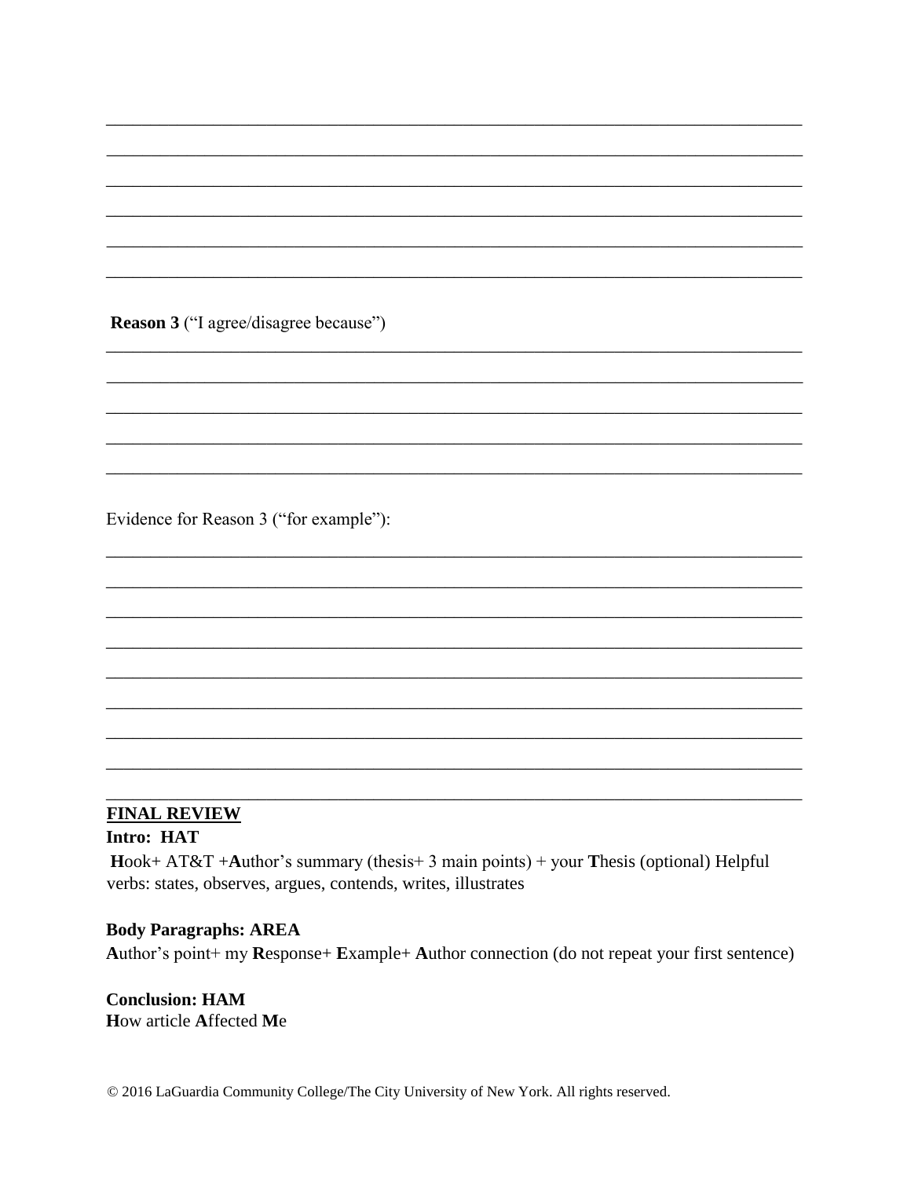______________________________________________________________________________

______________________________________________________________________________

______________________________________________________________________________

______________________________________________________________________________

______________________________________________________________________________

______________________________________________________________________________

**Reason 3** ("I agree/disagree because")

______________________________________________________________________________

______________________________________________________________________________

______________________________________________________________________________

______________________________________________________________________________

______________________________________________________________________________

Evidence for Reason 3 ("for example"):

______________________________________________________________________________

______________________________________________________________________________

______________________________________________________________________________

______________________________________________________________________________

______________________________________________________________________________

______________________________________________________________________________

______________________________________________________________________________

______________________________________________________________________________

______________________________________________________________________________

**FINAL REVIEW**

**Intro: HAT**

**H**ook+ AT&T +**A**uthor's summary (thesis+ 3 main points) + your **T**hesis (optional) Helpful verbs: states, observes, argues, contends, writes, illustrates

**Body Paragraphs: AREA**

**A**uthor's point+ my **R**esponse+ **E**xample+ **A**uthor connection (do not repeat your first sentence)

**Conclusion: HAM**

**H**ow article **A**ffected **M**e

© 2016 LaGuardia Community College/The City University of New York. All rights reserved.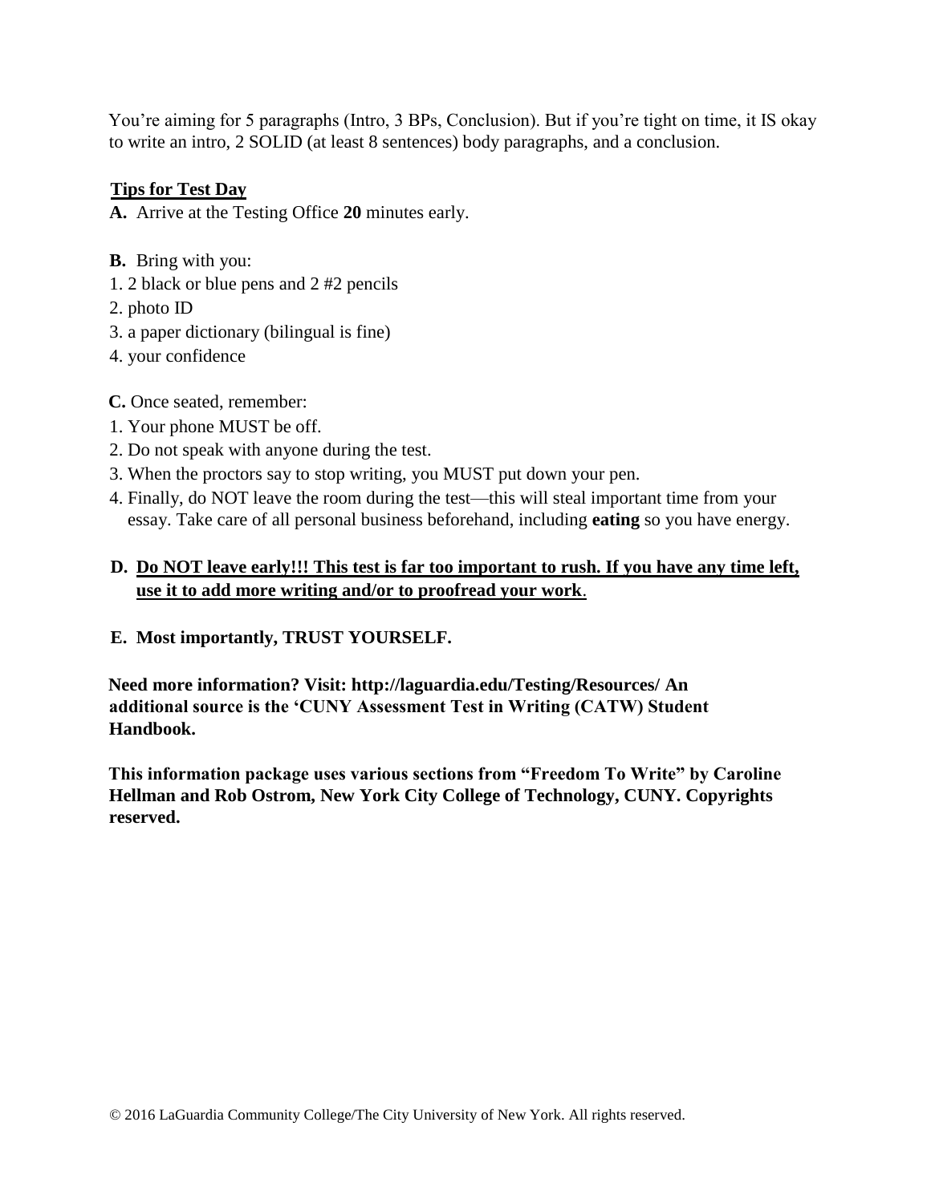You're aiming for 5 paragraphs (Intro, 3 BPs, Conclusion). But if you're tight on time, it IS okay to write an intro, 2 SOLID (at least 8 sentences) body paragraphs, and a conclusion.

**<u>Tips for Test Day</u>**

**A.** Arrive at the Testing Office **20** minutes early.

**B.** Bring with you:
1. 2 black or blue pens and 2 #2 pencils
2. photo ID
3. a paper dictionary (bilingual is fine)
4. your confidence

**C.** Once seated, remember:
1. Your phone MUST be off.
2. Do not speak with anyone during the test.
3. When the proctors say to stop writing, you MUST put down your pen.
4. Finally, do NOT leave the room during the test—this will steal important time from your essay. Take care of all personal business beforehand, including **eating** so you have energy.

**D.** **<u>Do NOT leave early!!! This test is far too important to rush. If you have any time left, use it to add more writing and/or to proofread your work</u>**.

**E. Most importantly, TRUST YOURSELF.**

**Need more information? Visit: http://laguardia.edu/Testing/Resources/ An additional source is the 'CUNY Assessment Test in Writing (CATW) Student Handbook.**

**This information package uses various sections from "Freedom To Write" by Caroline Hellman and Rob Ostrom, New York City College of Technology, CUNY. Copyrights reserved.**

© 2016 LaGuardia Community College/The City University of New York. All rights reserved.